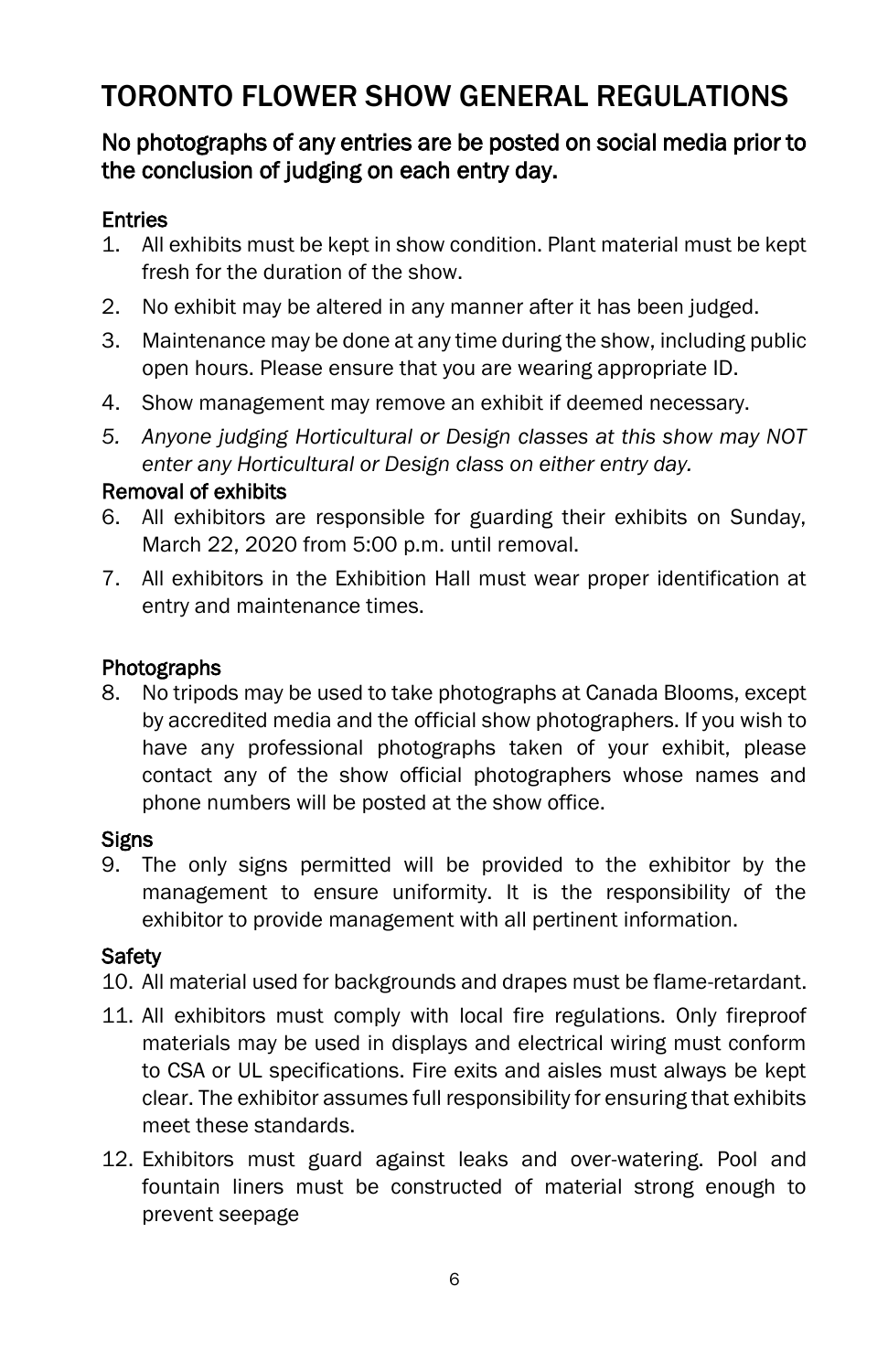# TORONTO FLOWER SHOW GENERAL REGULATIONS

## No photographs of any entries are be posted on social media prior to the conclusion of judging on each entry day.

### Entries

1. All exhibits must be kept in show condition. Plant material must be kept fresh for the duration of the show.
2. No exhibit may be altered in any manner after it has been judged.
3. Maintenance may be done at any time during the show, including public open hours. Please ensure that you are wearing appropriate ID.
4. Show management may remove an exhibit if deemed necessary.
5. *Anyone judging Horticultural or Design classes at this show may NOT enter any Horticultural or Design class on either entry day.*

### Removal of exhibits

6. All exhibitors are responsible for guarding their exhibits on Sunday, March 22, 2020 from 5:00 p.m. until removal.
7. All exhibitors in the Exhibition Hall must wear proper identification at entry and maintenance times.

### Photographs

8. No tripods may be used to take photographs at Canada Blooms, except by accredited media and the official show photographers. If you wish to have any professional photographs taken of your exhibit, please contact any of the show official photographers whose names and phone numbers will be posted at the show office.

### Signs

9. The only signs permitted will be provided to the exhibitor by the management to ensure uniformity. It is the responsibility of the exhibitor to provide management with all pertinent information.

### Safety

10. All material used for backgrounds and drapes must be flame-retardant.
11. All exhibitors must comply with local fire regulations. Only fireproof materials may be used in displays and electrical wiring must conform to CSA or UL specifications. Fire exits and aisles must always be kept clear. The exhibitor assumes full responsibility for ensuring that exhibits meet these standards.
12. Exhibitors must guard against leaks and over-watering. Pool and fountain liners must be constructed of material strong enough to prevent seepage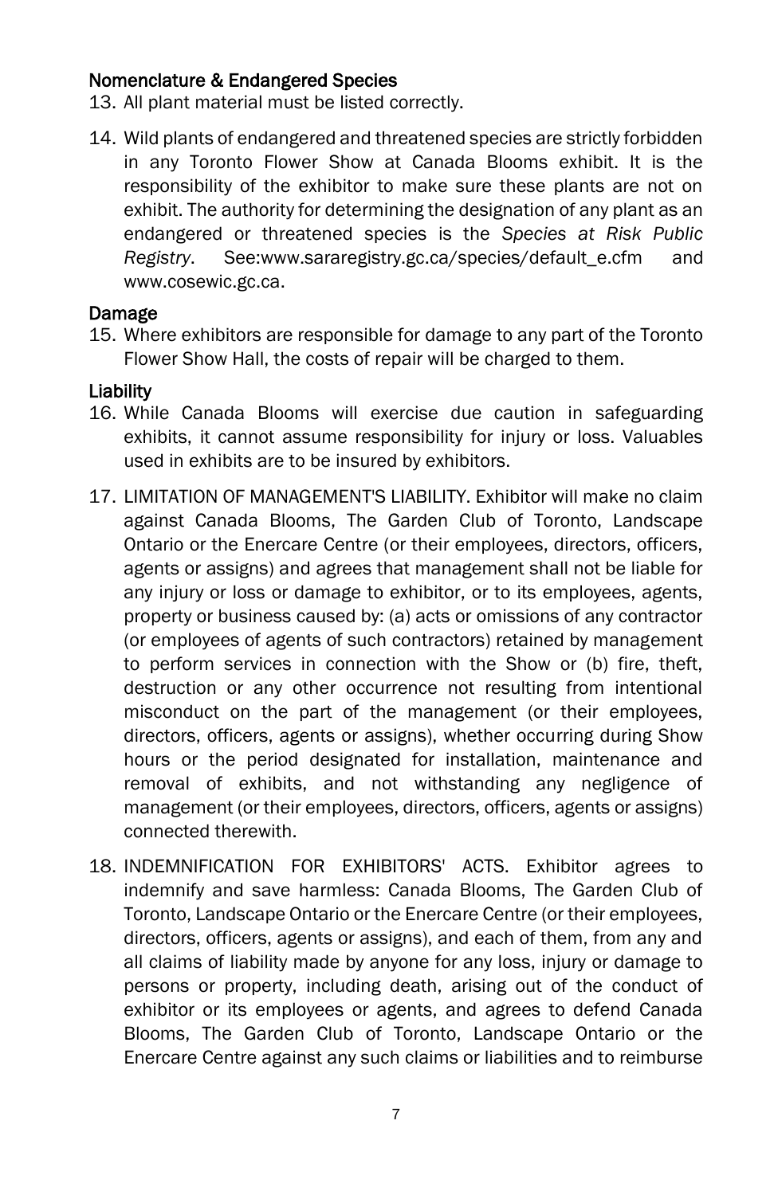## Nomenclature & Endangered Species

13. All plant material must be listed correctly.

14. Wild plants of endangered and threatened species are strictly forbidden in any Toronto Flower Show at Canada Blooms exhibit. It is the responsibility of the exhibitor to make sure these plants are not on exhibit. The authority for determining the designation of any plant as an endangered or threatened species is the *Species at Risk Public Registry*. See:www.sararegistry.gc.ca/species/default_e.cfm and www.cosewic.gc.ca.

## Damage

15. Where exhibitors are responsible for damage to any part of the Toronto Flower Show Hall, the costs of repair will be charged to them.

## Liability

16. While Canada Blooms will exercise due caution in safeguarding exhibits, it cannot assume responsibility for injury or loss. Valuables used in exhibits are to be insured by exhibitors.

17. LIMITATION OF MANAGEMENT'S LIABILITY. Exhibitor will make no claim against Canada Blooms, The Garden Club of Toronto, Landscape Ontario or the Enercare Centre (or their employees, directors, officers, agents or assigns) and agrees that management shall not be liable for any injury or loss or damage to exhibitor, or to its employees, agents, property or business caused by: (a) acts or omissions of any contractor (or employees of agents of such contractors) retained by management to perform services in connection with the Show or (b) fire, theft, destruction or any other occurrence not resulting from intentional misconduct on the part of the management (or their employees, directors, officers, agents or assigns), whether occurring during Show hours or the period designated for installation, maintenance and removal of exhibits, and not withstanding any negligence of management (or their employees, directors, officers, agents or assigns) connected therewith.

18. INDEMNIFICATION FOR EXHIBITORS' ACTS. Exhibitor agrees to indemnify and save harmless: Canada Blooms, The Garden Club of Toronto, Landscape Ontario or the Enercare Centre (or their employees, directors, officers, agents or assigns), and each of them, from any and all claims of liability made by anyone for any loss, injury or damage to persons or property, including death, arising out of the conduct of exhibitor or its employees or agents, and agrees to defend Canada Blooms, The Garden Club of Toronto, Landscape Ontario or the Enercare Centre against any such claims or liabilities and to reimburse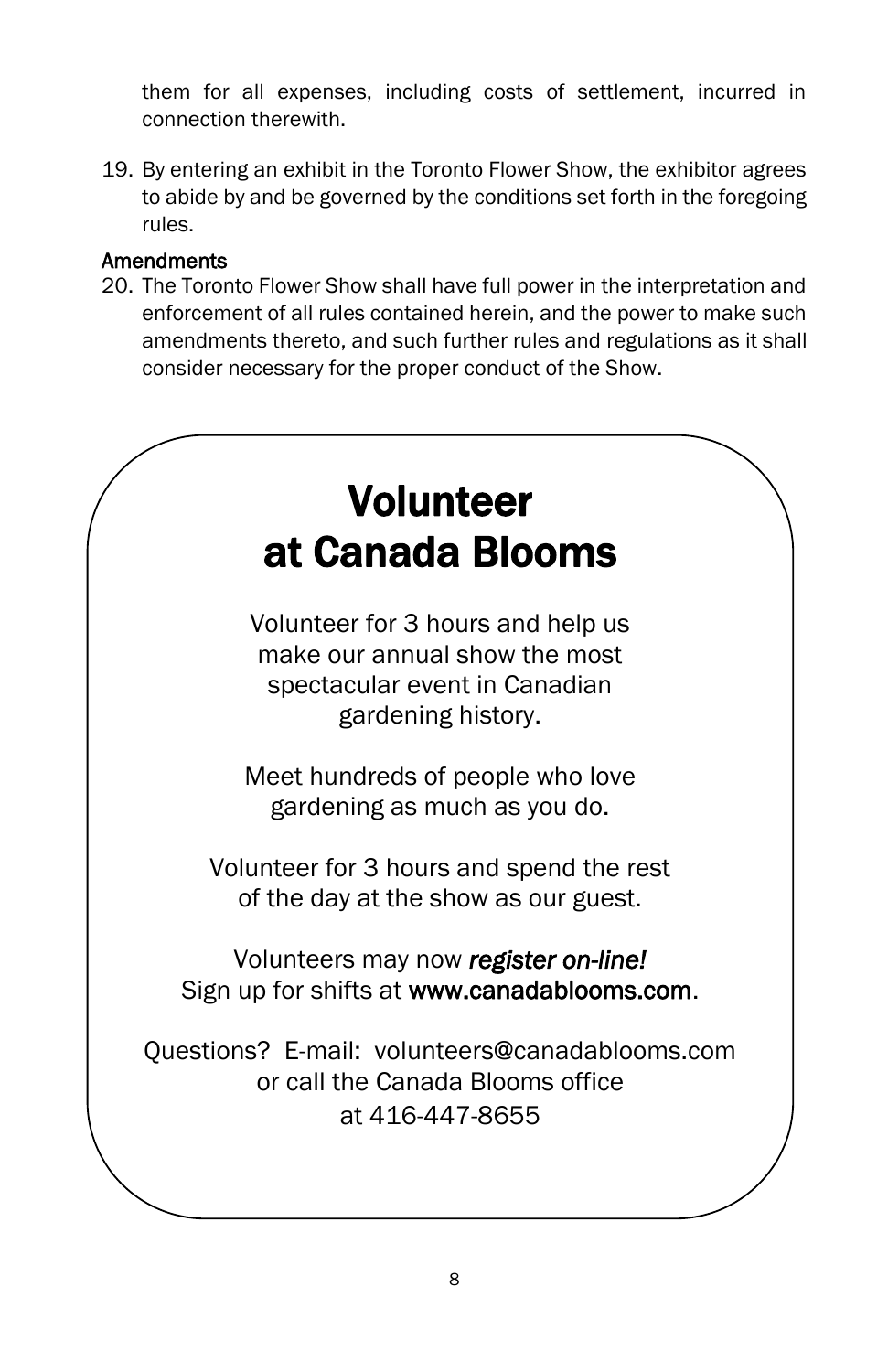them for all expenses, including costs of settlement, incurred in connection therewith.

19. By entering an exhibit in the Toronto Flower Show, the exhibitor agrees to abide by and be governed by the conditions set forth in the foregoing rules.

**Amendments**

20. The Toronto Flower Show shall have full power in the interpretation and enforcement of all rules contained herein, and the power to make such amendments thereto, and such further rules and regulations as it shall consider necessary for the proper conduct of the Show.

# Volunteer at Canada Blooms

Volunteer for 3 hours and help us make our annual show the most spectacular event in Canadian gardening history.

Meet hundreds of people who love gardening as much as you do.

Volunteer for 3 hours and spend the rest of the day at the show as our guest.

Volunteers may now ***register on-line!***
Sign up for shifts at **www.canadablooms.com**.

Questions? E-mail: volunteers@canadablooms.com or call the Canada Blooms office at 416-447-8655